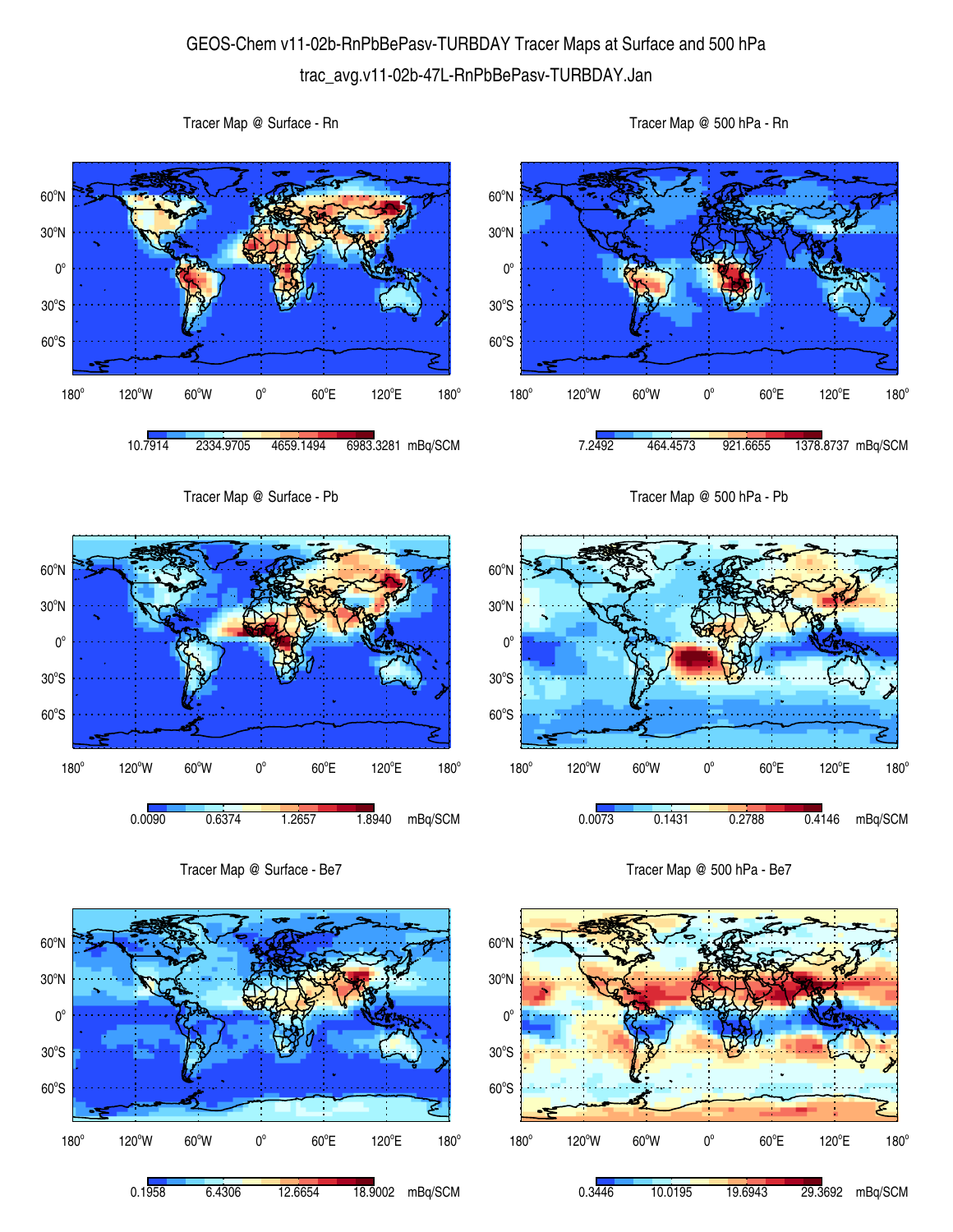# GEOS-Chem v11-02b-RnPbBePasv-TURBDAY Tracer Maps at Surface and 500 hPa

trac_avg.v11-02b-47L-RnPbBePasv-TURBDAY.Jan

Tracer Map @ Surface - Rn

10.7914 | 2334.9705 | 4659.1494 | 6983.3281 mBq/SCM

Tracer Map @ 500 hPa - Rn

7.2492 | 464.4573 | 921.6655 | 1378.8737 mBq/SCM

Tracer Map @ Surface - Pb

0.0090 | 0.6374 | 1.2657 | 1.8940 mBq/SCM

Tracer Map @ 500 hPa - Pb

0.0073 | 0.1431 | 0.2788 | 0.4146 mBq/SCM

Tracer Map @ Surface - Be7

0.1958 | 6.4306 | 12.6654 | 18.9002 mBq/SCM

Tracer Map @ 500 hPa - Be7

0.3446 | 10.0195 | 19.6943 | 29.3692 mBq/SCM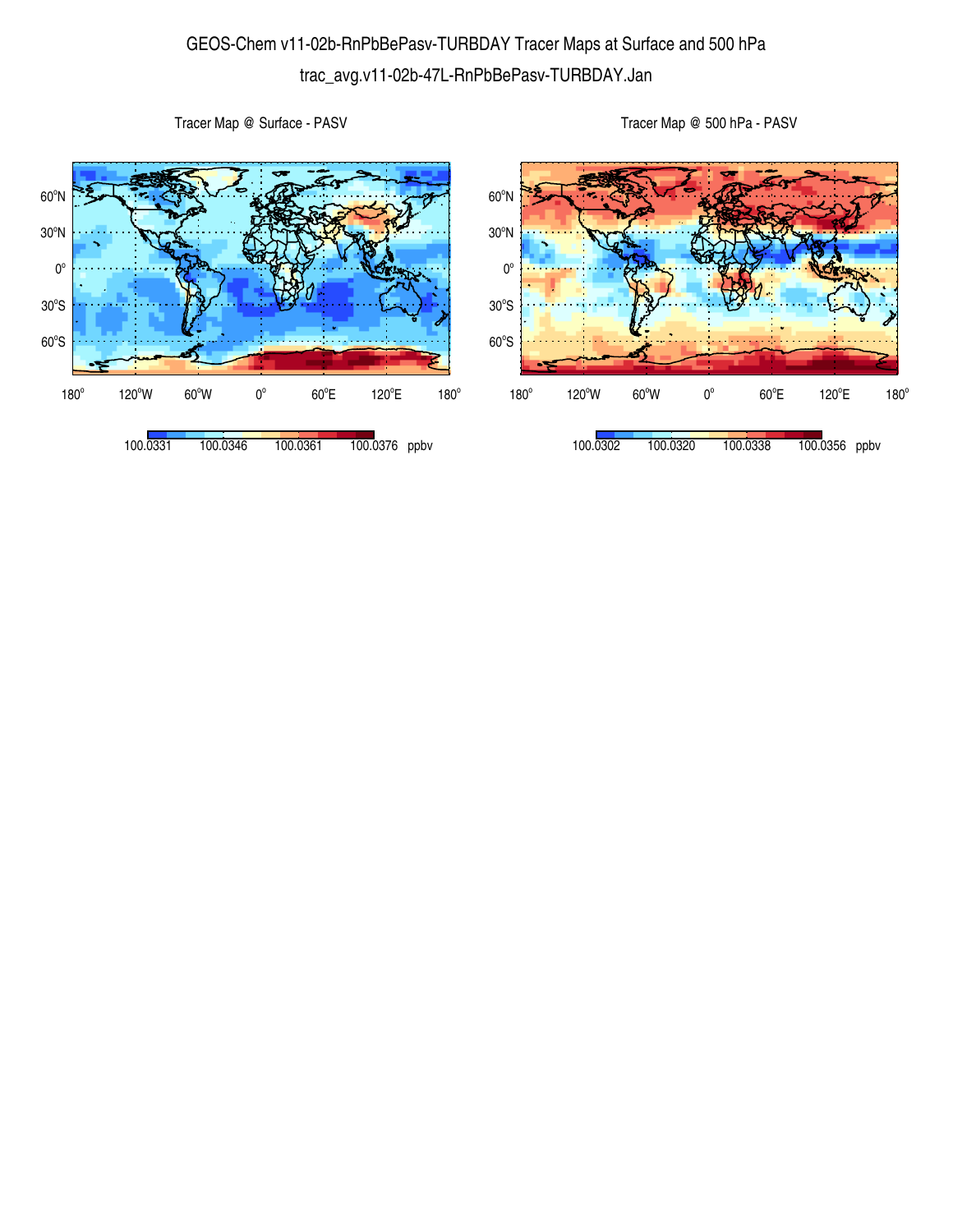GEOS-Chem v11-02b-RnPbBePasv-TURBDAY Tracer Maps at Surface and 500 hPa

trac_avg.v11-02b-47L-RnPbBePasv-TURBDAY.Jan

Tracer Map @ Surface - PASV

60°N
30°N
0°
30°S
60°S
180° 120°W 60°W 0° 60°E 120°E 180°

100.0331 100.0346 100.0361 100.0376 ppbv

Tracer Map @ 500 hPa - PASV

60°N
30°N
0°
30°S
60°S
180° 120°W 60°W 0° 60°E 120°E 180°

100.0302 100.0320 100.0338 100.0356 ppbv